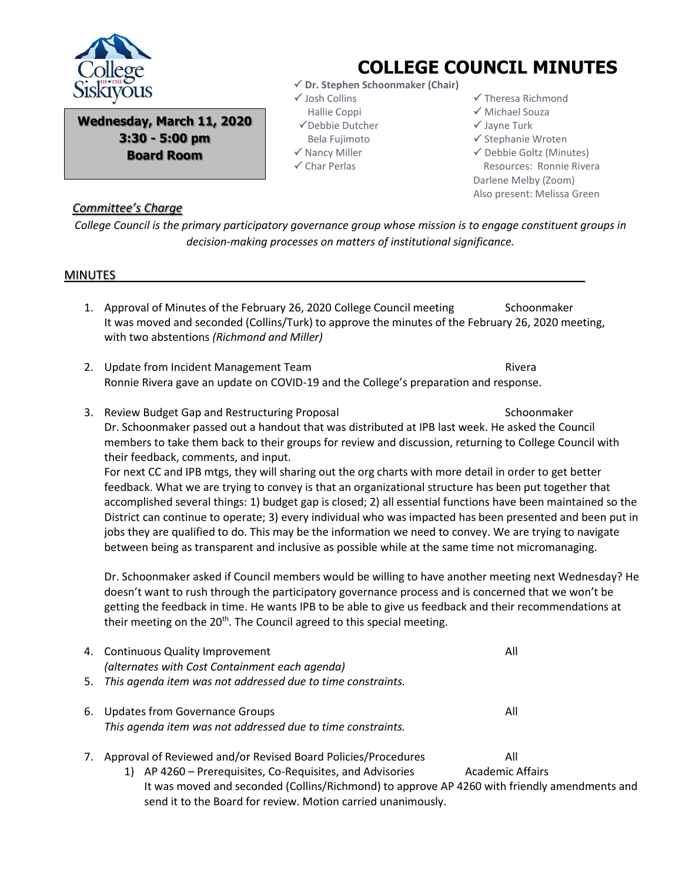# COLLEGE COUNCIL MINUTES

**Wednesday, March 11, 2020**
**3:30 - 5:00 pm**
**Board Room**

✓ **Dr. Stephen Schoonmaker (Chair)**
✓ Josh Collins
Hallie Coppi
✓ Debbie Dutcher
Bela Fujimoto
✓ Nancy Miller
✓ Char Perlas
✓ Theresa Richmond
✓ Michael Souza
✓ Jayne Turk
✓ Stephanie Wroten
✓ Debbie Goltz (Minutes)
Resources: Ronnie Rivera
Darlene Melby (Zoom)
Also present: Melissa Green

## *Committee's Charge*

*College Council is the primary participatory governance group whose mission is to engage constituent groups in decision-making processes on matters of institutional significance.*

## MINUTES

1. Approval of Minutes of the February 26, 2020 College Council meeting — Schoonmaker
   It was moved and seconded (Collins/Turk) to approve the minutes of the February 26, 2020 meeting, with two abstentions *(Richmond and Miller)*

2. Update from Incident Management Team — Rivera
   Ronnie Rivera gave an update on COVID-19 and the College's preparation and response.

3. Review Budget Gap and Restructuring Proposal — Schoonmaker
   Dr. Schoonmaker passed out a handout that was distributed at IPB last week. He asked the Council members to take them back to their groups for review and discussion, returning to College Council with their feedback, comments, and input.
   For next CC and IPB mtgs, they will sharing out the org charts with more detail in order to get better feedback. What we are trying to convey is that an organizational structure has been put together that accomplished several things: 1) budget gap is closed; 2) all essential functions have been maintained so the District can continue to operate; 3) every individual who was impacted has been presented and been put in jobs they are qualified to do. This may be the information we need to convey. We are trying to navigate between being as transparent and inclusive as possible while at the same time not micromanaging.

   Dr. Schoonmaker asked if Council members would be willing to have another meeting next Wednesday? He doesn't want to rush through the participatory governance process and is concerned that we won't be getting the feedback in time. He wants IPB to be able to give us feedback and their recommendations at their meeting on the 20th. The Council agreed to this special meeting.

4. Continuous Quality Improvement — All
   *(alternates with Cost Containment each agenda)*
5. *This agenda item was not addressed due to time constraints.*

6. Updates from Governance Groups — All
   *This agenda item was not addressed due to time constraints.*

7. Approval of Reviewed and/or Revised Board Policies/Procedures — All
   1) AP 4260 – Prerequisites, Co-Requisites, and Advisories — Academic Affairs
      It was moved and seconded (Collins/Richmond) to approve AP 4260 with friendly amendments and send it to the Board for review. Motion carried unanimously.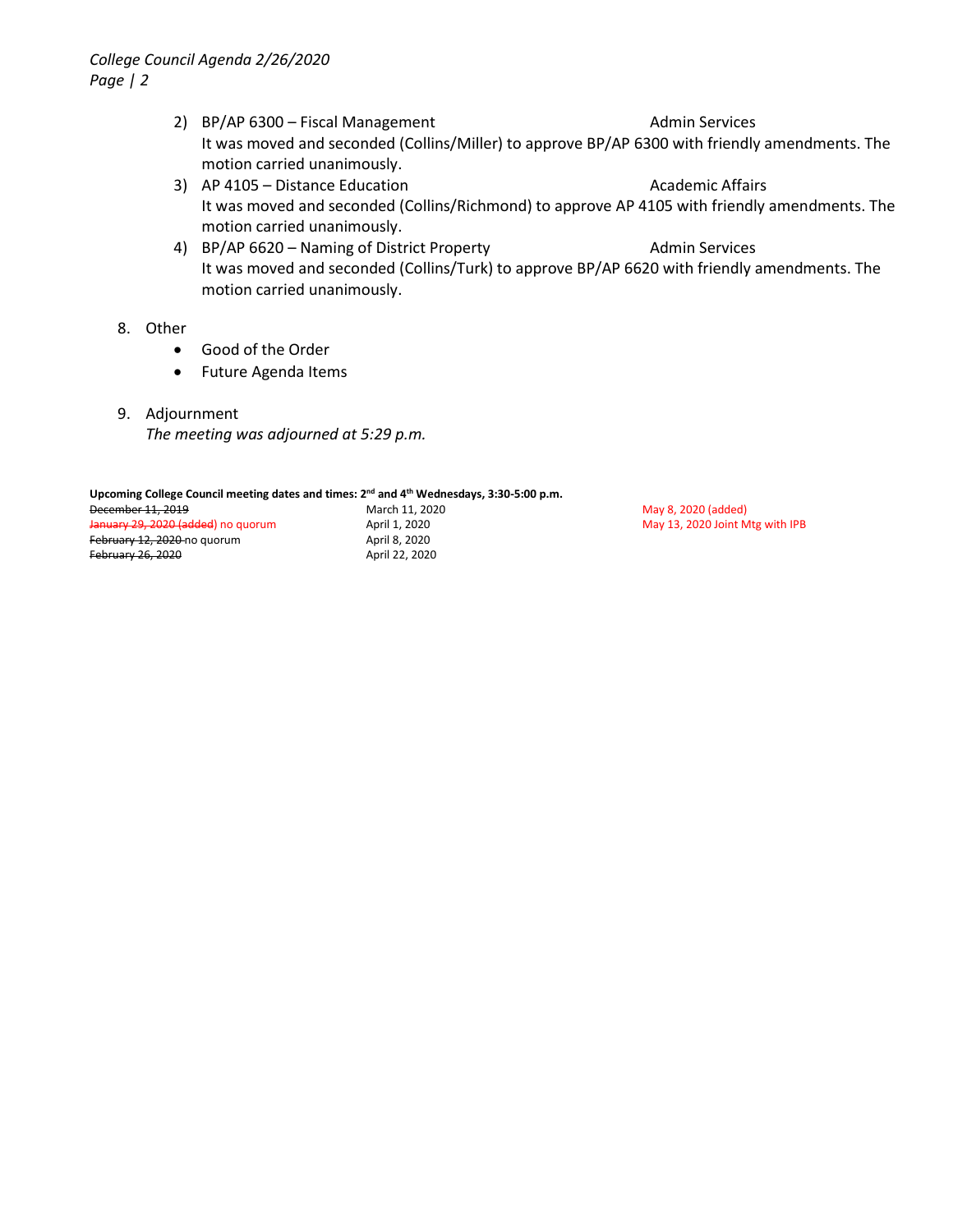2) BP/AP 6300 – Fiscal Management Admin Services
   It was moved and seconded (Collins/Miller) to approve BP/AP 6300 with friendly amendments. The motion carried unanimously.
3) AP 4105 – Distance Education Academic Affairs
   It was moved and seconded (Collins/Richmond) to approve AP 4105 with friendly amendments. The motion carried unanimously.
4) BP/AP 6620 – Naming of District Property Admin Services
   It was moved and seconded (Collins/Turk) to approve BP/AP 6620 with friendly amendments. The motion carried unanimously.

8. Other
   - Good of the Order
   - Future Agenda Items

9. Adjournment
   *The meeting was adjourned at 5:29 p.m.*

**Upcoming College Council meeting dates and times: 2nd and 4th Wednesdays, 3:30-5:00 p.m.**

| | | |
|---|---|---|
| ~~December 11, 2019~~ | March 11, 2020 | May 8, 2020 (added) |
| ~~January 29, 2020 (added)~~ no quorum | April 1, 2020 | May 13, 2020 Joint Mtg with IPB |
| ~~February 12, 2020~~ no quorum | April 8, 2020 | |
| ~~February 26, 2020~~ | April 22, 2020 | |